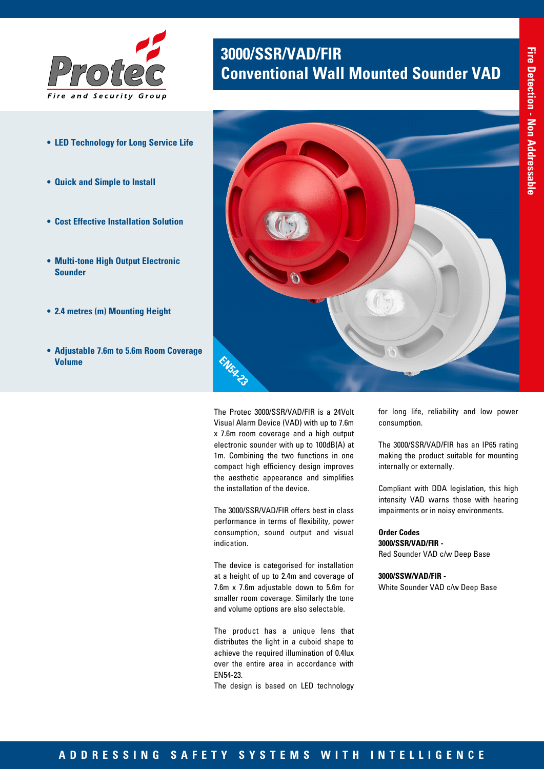Protec

Fire and Security Group

# 3000/SSR/VAD/FIR
# Conventional Wall Mounted Sounder VAD

Fire Detection - Non Addressable

- **LED Technology for Long Service Life**
- **Quick and Simple to Install**
- **Cost Effective Installation Solution**
- **Multi-tone High Output Electronic Sounder**
- **2.4 metres (m) Mounting Height**
- **Adjustable 7.6m to 5.6m Room Coverage Volume**

EN54-23

The Protec 3000/SSR/VAD/FIR is a 24Volt Visual Alarm Device (VAD) with up to 7.6m x 7.6m room coverage and a high output electronic sounder with up to 100dB(A) at 1m. Combining the two functions in one compact high efficiency design improves the aesthetic appearance and simplifies the installation of the device.

The 3000/SSR/VAD/FIR offers best in class performance in terms of flexibility, power consumption, sound output and visual indication.

The device is categorised for installation at a height of up to 2.4m and coverage of 7.6m x 7.6m adjustable down to 5.6m for smaller room coverage. Similarly the tone and volume options are also selectable.

The product has a unique lens that distributes the light in a cuboid shape to achieve the required illumination of 0.4lux over the entire area in accordance with EN54-23.

The design is based on LED technology for long life, reliability and low power consumption.

The 3000/SSR/VAD/FIR has an IP65 rating making the product suitable for mounting internally or externally.

Compliant with DDA legislation, this high intensity VAD warns those with hearing impairments or in noisy environments.

**Order Codes**

**3000/SSR/VAD/FIR -**
Red Sounder VAD c/w Deep Base

**3000/SSW/VAD/FIR -**
White Sounder VAD c/w Deep Base

ADDRESSING SAFETY SYSTEMS WITH INTELLIGENCE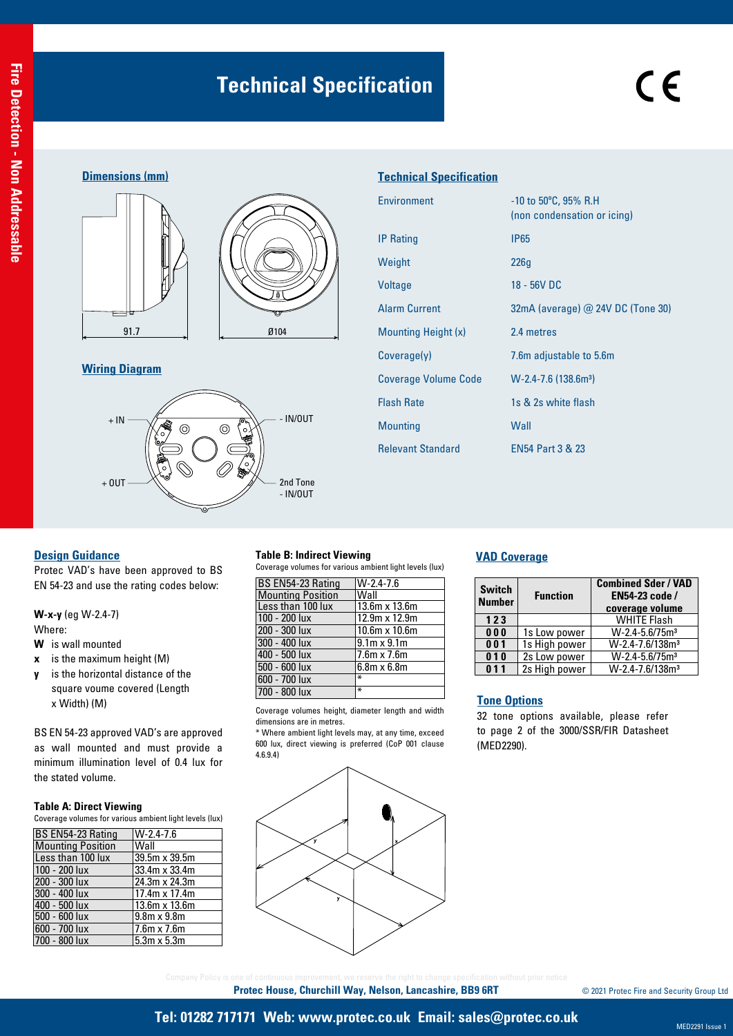# Technical Specification

## Dimensions (mm)

91.7

Ø104

## Wiring Diagram

+ IN

- IN/OUT

+ OUT

2nd Tone
- IN/OUT

## Technical Specification

| | |
|---|---|
| Environment | -10 to 50ºC, 95% R.H (non condensation or icing) |
| IP Rating | IP65 |
| Weight | 226g |
| Voltage | 18 - 56V DC |
| Alarm Current | 32mA (average) @ 24V DC (Tone 30) |
| Mounting Height (x) | 2.4 metres |
| Coverage(y) | 7.6m adjustable to 5.6m |
| Coverage Volume Code | W-2.4-7.6 (138.6m³) |
| Flash Rate | 1s & 2s white flash |
| Mounting | Wall |
| Relevant Standard | EN54 Part 3 & 23 |

## Design Guidance

Protec VAD's have been approved to BS EN 54-23 and use the rating codes below:

**W-x-y** (eg W-2.4-7)

Where:

- **W** is wall mounted
- **x** is the maximum height (M)
- **y** is the horizontal distance of the square voume covered (Length x Width) (M)

BS EN 54-23 approved VAD's are approved as wall mounted and must provide a minimum illumination level of 0.4 lux for the stated volume.

### Table A: Direct Viewing

Coverage volumes for various ambient light levels (lux)

| BS EN54-23 Rating | W-2.4-7.6 |
|---|---|
| Mounting Position | Wall |
| Less than 100 lux | 39.5m x 39.5m |
| 100 - 200 lux | 33.4m x 33.4m |
| 200 - 300 lux | 24.3m x 24.3m |
| 300 - 400 lux | 17.4m x 17.4m |
| 400 - 500 lux | 13.6m x 13.6m |
| 500 - 600 lux | 9.8m x 9.8m |
| 600 - 700 lux | 7.6m x 7.6m |
| 700 - 800 lux | 5.3m x 5.3m |

### Table B: Indirect Viewing

Coverage volumes for various ambient light levels (lux)

| BS EN54-23 Rating | W-2.4-7.6 |
|---|---|
| Mounting Position | Wall |
| Less than 100 lux | 13.6m x 13.6m |
| 100 - 200 lux | 12.9m x 12.9m |
| 200 - 300 lux | 10.6m x 10.6m |
| 300 - 400 lux | 9.1m x 9.1m |
| 400 - 500 lux | 7.6m x 7.6m |
| 500 - 600 lux | 6.8m x 6.8m |
| 600 - 700 lux | * |
| 700 - 800 lux | * |

Coverage volumes height, diameter length and width dimensions are in metres.

* Where ambient light levels may, at any time, exceed 600 lux, direct viewing is preferred (CoP 001 clause 4.6.9.4)

y

x

y

## VAD Coverage

| Switch Number | Function | Combined Sder / VAD EN54-23 code / coverage volume |
|---|---|---|
| 1 2 3 | | WHITE Flash |
| 0 0 0 | 1s Low power | W-2.4-5.6/75m³ |
| 0 0 1 | 1s High power | W-2.4-7.6/138m³ |
| 0 1 0 | 2s Low power | W-2.4-5.6/75m³ |
| 0 1 1 | 2s High power | W-2.4-7.6/138m³ |

## Tone Options

32 tone options available, please refer to page 2 of the 3000/SSR/FIR Datasheet (MED2290).

Company Policy is one of continuous improvement, we reserve the right to change specification without prior notice

**Protec House, Churchill Way, Nelson, Lancashire, BB9 6RT**

© 2021 Protec Fire and Security Group Ltd

**Tel: 01282 717171 Web: www.protec.co.uk Email: sales@protec.co.uk**

MED2291 Issue 1